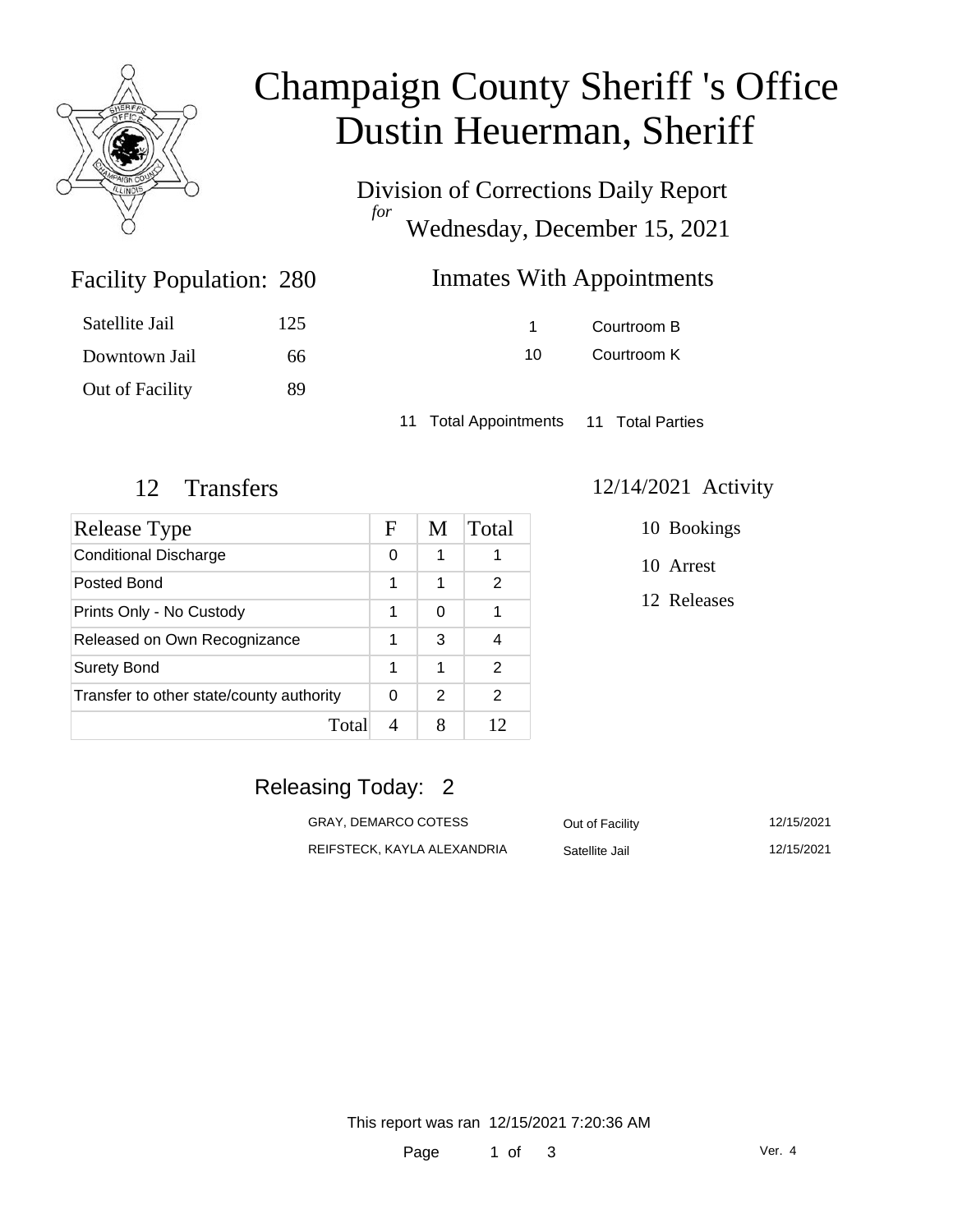# Champaign County Sheriff 's Office
# Dustin Heuerman, Sheriff

Division of Corrections Daily Report
*for*
Wednesday, December 15, 2021

## Facility Population: 280

| | |
|---|---|
| Satellite Jail | 125 |
| Downtown Jail | 66 |
| Out of Facility | 89 |

## Inmates With Appointments

| | |
|---|---|
| 1 | Courtroom B |
| 10 | Courtroom K |

11 Total Appointments 11 Total Parties

## 12 Transfers

| Release Type | F | M | Total |
|---|---|---|---|
| Conditional Discharge | 0 | 1 | 1 |
| Posted Bond | 1 | 1 | 2 |
| Prints Only - No Custody | 1 | 0 | 1 |
| Released on Own Recognizance | 1 | 3 | 4 |
| Surety Bond | 1 | 1 | 2 |
| Transfer to other state/county authority | 0 | 2 | 2 |
| Total | 4 | 8 | 12 |

## 12/14/2021 Activity

10 Bookings

10 Arrest

12 Releases

## Releasing Today: 2

| | | |
|---|---|---|
| GRAY, DEMARCO COTESS | Out of Facility | 12/15/2021 |
| REIFSTECK, KAYLA ALEXANDRIA | Satellite Jail | 12/15/2021 |

This report was ran 12/15/2021 7:20:36 AM

Ver. 4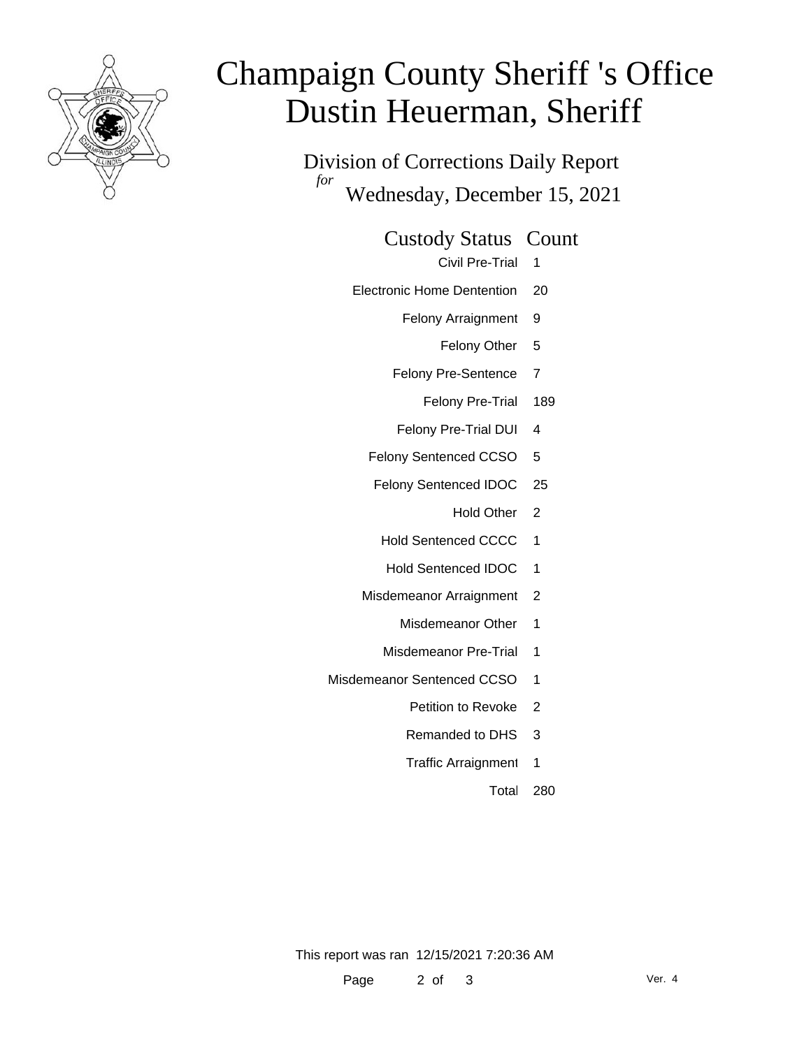# Champaign County Sheriff 's Office
# Dustin Heuerman, Sheriff

Division of Corrections Daily Report

*for* Wednesday, December 15, 2021

| Custody Status | Count |
|---|---|
| Civil Pre-Trial | 1 |
| Electronic Home Dentention | 20 |
| Felony Arraignment | 9 |
| Felony Other | 5 |
| Felony Pre-Sentence | 7 |
| Felony Pre-Trial | 189 |
| Felony Pre-Trial DUI | 4 |
| Felony Sentenced CCSO | 5 |
| Felony Sentenced IDOC | 25 |
| Hold Other | 2 |
| Hold Sentenced CCCC | 1 |
| Hold Sentenced IDOC | 1 |
| Misdemeanor Arraignment | 2 |
| Misdemeanor Other | 1 |
| Misdemeanor Pre-Trial | 1 |
| Misdemeanor Sentenced CCSO | 1 |
| Petition to Revoke | 2 |
| Remanded to DHS | 3 |
| Traffic Arraignment | 1 |
| Total | 280 |

This report was ran 12/15/2021 7:20:36 AM

Ver. 4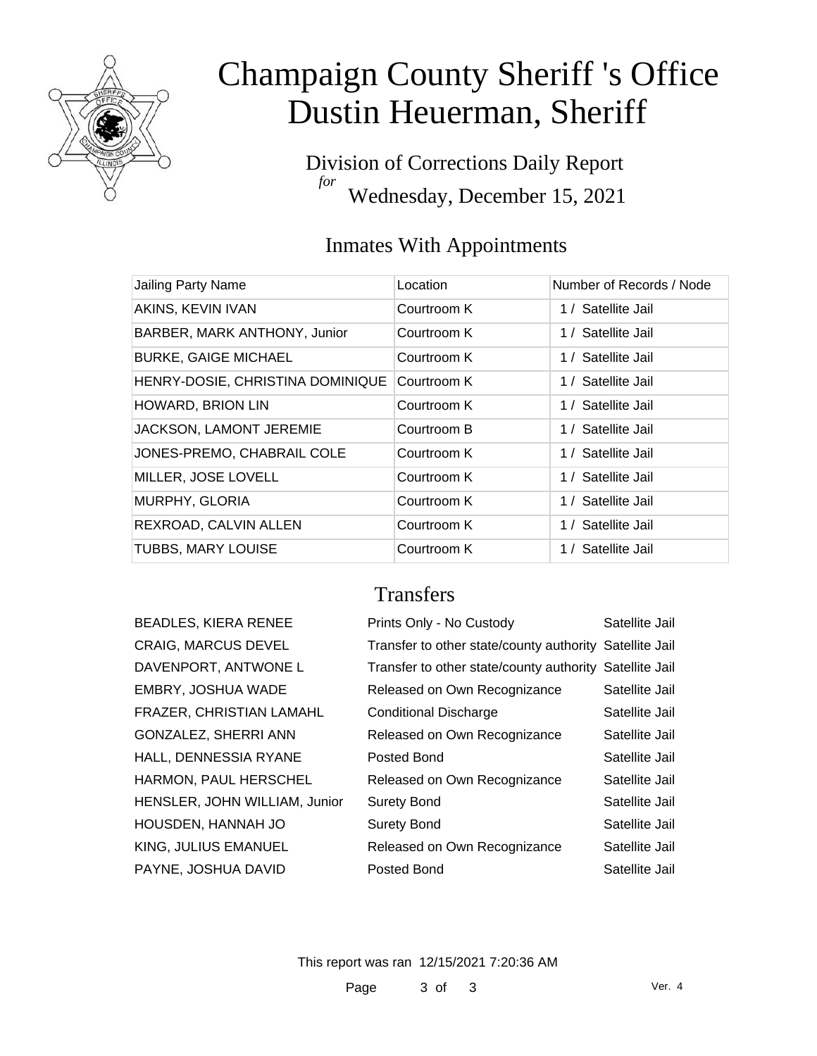# Champaign County Sheriff 's Office
# Dustin Heuerman, Sheriff

Division of Corrections Daily Report
*for*
Wednesday, December 15, 2021

## Inmates With Appointments

| Jailing Party Name | Location | Number of Records / Node |
|---|---|---|
| AKINS, KEVIN IVAN | Courtroom K | 1 / Satellite Jail |
| BARBER, MARK ANTHONY, Junior | Courtroom K | 1 / Satellite Jail |
| BURKE, GAIGE MICHAEL | Courtroom K | 1 / Satellite Jail |
| HENRY-DOSIE, CHRISTINA DOMINIQUE | Courtroom K | 1 / Satellite Jail |
| HOWARD, BRION LIN | Courtroom K | 1 / Satellite Jail |
| JACKSON, LAMONT JEREMIE | Courtroom B | 1 / Satellite Jail |
| JONES-PREMO, CHABRAIL COLE | Courtroom K | 1 / Satellite Jail |
| MILLER, JOSE LOVELL | Courtroom K | 1 / Satellite Jail |
| MURPHY, GLORIA | Courtroom K | 1 / Satellite Jail |
| REXROAD, CALVIN ALLEN | Courtroom K | 1 / Satellite Jail |
| TUBBS, MARY LOUISE | Courtroom K | 1 / Satellite Jail |

## Transfers

| | | |
|---|---|---|
| BEADLES, KIERA RENEE | Prints Only - No Custody | Satellite Jail |
| CRAIG, MARCUS DEVEL | Transfer to other state/county authority | Satellite Jail |
| DAVENPORT, ANTWONE L | Transfer to other state/county authority | Satellite Jail |
| EMBRY, JOSHUA WADE | Released on Own Recognizance | Satellite Jail |
| FRAZER, CHRISTIAN LAMAHL | Conditional Discharge | Satellite Jail |
| GONZALEZ, SHERRI ANN | Released on Own Recognizance | Satellite Jail |
| HALL, DENNESSIA RYANE | Posted Bond | Satellite Jail |
| HARMON, PAUL HERSCHEL | Released on Own Recognizance | Satellite Jail |
| HENSLER, JOHN WILLIAM, Junior | Surety Bond | Satellite Jail |
| HOUSDEN, HANNAH JO | Surety Bond | Satellite Jail |
| KING, JULIUS EMANUEL | Released on Own Recognizance | Satellite Jail |
| PAYNE, JOSHUA DAVID | Posted Bond | Satellite Jail |

This report was ran 12/15/2021 7:20:36 AM